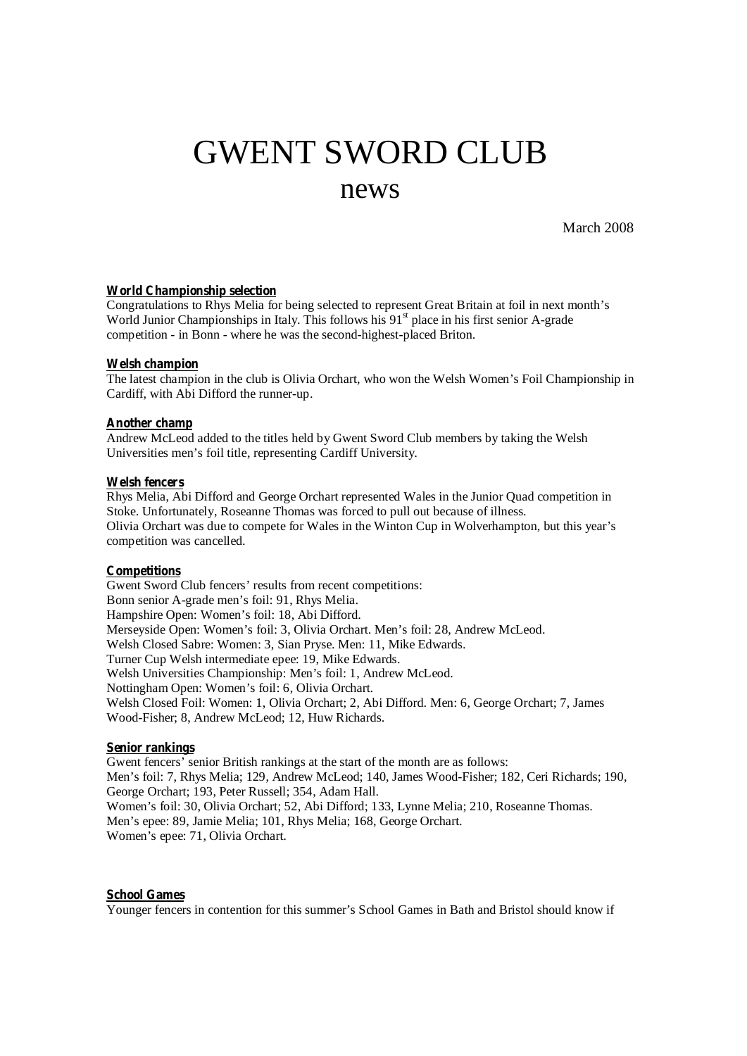# GWENT SWORD CLUB
## news

March 2008

**World Championship selection**

Congratulations to Rhys Melia for being selected to represent Great Britain at foil in next month's World Junior Championships in Italy. This follows his 91st place in his first senior A-grade competition - in Bonn - where he was the second-highest-placed Briton.

**Welsh champion**

The latest champion in the club is Olivia Orchart, who won the Welsh Women's Foil Championship in Cardiff, with Abi Difford the runner-up.

**Another champ**

Andrew McLeod added to the titles held by Gwent Sword Club members by taking the Welsh Universities men's foil title, representing Cardiff University.

**Welsh fencers**

Rhys Melia, Abi Difford and George Orchart represented Wales in the Junior Quad competition in Stoke. Unfortunately, Roseanne Thomas was forced to pull out because of illness.
Olivia Orchart was due to compete for Wales in the Winton Cup in Wolverhampton, but this year's competition was cancelled.

**Competitions**

Gwent Sword Club fencers' results from recent competitions:
Bonn senior A-grade men's foil: 91, Rhys Melia.
Hampshire Open: Women's foil: 18, Abi Difford.
Merseyside Open: Women's foil: 3, Olivia Orchart. Men's foil: 28, Andrew McLeod.
Welsh Closed Sabre: Women: 3, Sian Pryse. Men: 11, Mike Edwards.
Turner Cup Welsh intermediate epee: 19, Mike Edwards.
Welsh Universities Championship: Men's foil: 1, Andrew McLeod.
Nottingham Open: Women's foil: 6, Olivia Orchart.
Welsh Closed Foil: Women: 1, Olivia Orchart; 2, Abi Difford. Men: 6, George Orchart; 7, James Wood-Fisher; 8, Andrew McLeod; 12, Huw Richards.

**Senior rankings**

Gwent fencers' senior British rankings at the start of the month are as follows:
Men's foil: 7, Rhys Melia; 129, Andrew McLeod; 140, James Wood-Fisher; 182, Ceri Richards; 190, George Orchart; 193, Peter Russell; 354, Adam Hall.
Women's foil: 30, Olivia Orchart; 52, Abi Difford; 133, Lynne Melia; 210, Roseanne Thomas.
Men's epee: 89, Jamie Melia; 101, Rhys Melia; 168, George Orchart.
Women's epee: 71, Olivia Orchart.

**School Games**

Younger fencers in contention for this summer's School Games in Bath and Bristol should know if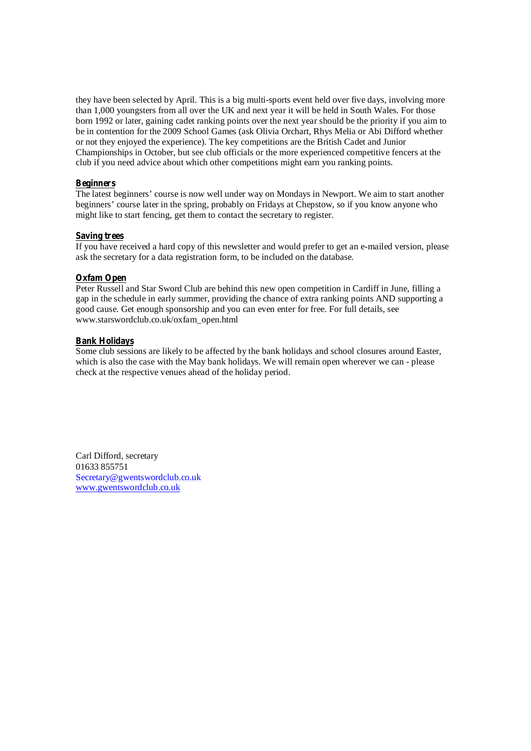they have been selected by April. This is a big multi-sports event held over five days, involving more than 1,000 youngsters from all over the UK and next year it will be held in South Wales. For those born 1992 or later, gaining cadet ranking points over the next year should be the priority if you aim to be in contention for the 2009 School Games (ask Olivia Orchart, Rhys Melia or Abi Difford whether or not they enjoyed the experience). The key competitions are the British Cadet and Junior Championships in October, but see club officials or the more experienced competitive fencers at the club if you need advice about which other competitions might earn you ranking points.

**Beginners**

The latest beginners' course is now well under way on Mondays in Newport. We aim to start another beginners' course later in the spring, probably on Fridays at Chepstow, so if you know anyone who might like to start fencing, get them to contact the secretary to register.

**Saving trees**

If you have received a hard copy of this newsletter and would prefer to get an e-mailed version, please ask the secretary for a data registration form, to be included on the database.

**Oxfam Open**

Peter Russell and Star Sword Club are behind this new open competition in Cardiff in June, filling a gap in the schedule in early summer, providing the chance of extra ranking points AND supporting a good cause. Get enough sponsorship and you can even enter for free. For full details, see www.starswordclub.co.uk/oxfam_open.html

**Bank Holidays**

Some club sessions are likely to be affected by the bank holidays and school closures around Easter, which is also the case with the May bank holidays. We will remain open wherever we can - please check at the respective venues ahead of the holiday period.

Carl Difford, secretary
01633 855751
Secretary@gwentswordclub.co.uk
www.gwentswordclub.co.uk